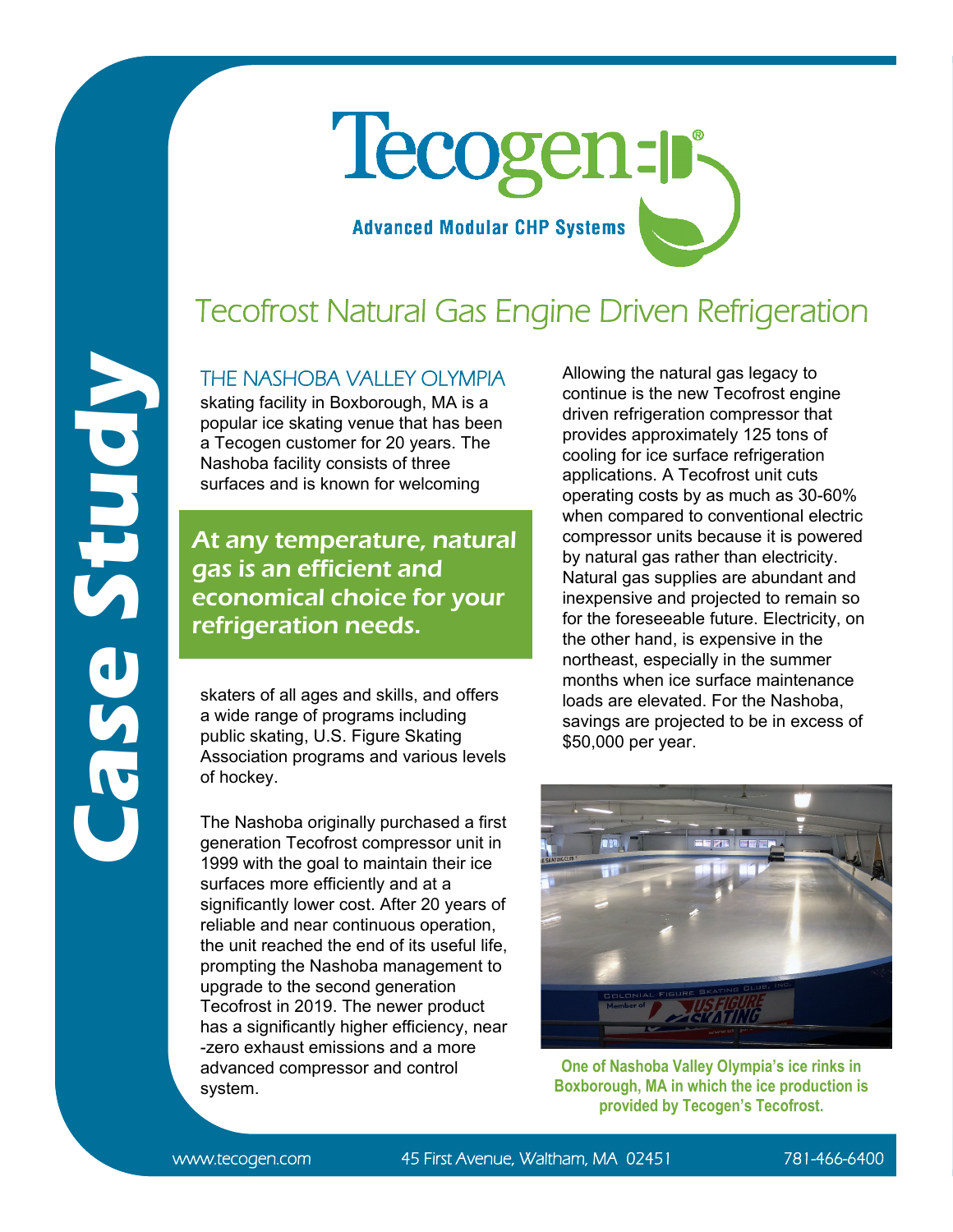# Tecogen

**Advanced Modular CHP Systems**

## Tecofrost Natural Gas Engine Driven Refrigeration

**Case Study**

THE NASHOBA VALLEY OLYMPIA skating facility in Boxborough, MA is a popular ice skating venue that has been a Tecogen customer for 20 years. The Nashoba facility consists of three surfaces and is known for welcoming skaters of all ages and skills, and offers a wide range of programs including public skating, U.S. Figure Skating Association programs and various levels of hockey.

> ***At any temperature, natural gas is an efficient and economical choice for your refrigeration needs.***

The Nashoba originally purchased a first generation Tecofrost compressor unit in 1999 with the goal to maintain their ice surfaces more efficiently and at a significantly lower cost. After 20 years of reliable and near continuous operation, the unit reached the end of its useful life, prompting the Nashoba management to upgrade to the second generation Tecofrost in 2019. The newer product has a significantly higher efficiency, near -zero exhaust emissions and a more advanced compressor and control system.

Allowing the natural gas legacy to continue is the new Tecofrost engine driven refrigeration compressor that provides approximately 125 tons of cooling for ice surface refrigeration applications. A Tecofrost unit cuts operating costs by as much as 30-60% when compared to conventional electric compressor units because it is powered by natural gas rather than electricity. Natural gas supplies are abundant and inexpensive and projected to remain so for the foreseeable future. Electricity, on the other hand, is expensive in the northeast, especially in the summer months when ice surface maintenance loads are elevated. For the Nashoba, savings are projected to be in excess of $50,000 per year.

**One of Nashoba Valley Olympia's ice rinks in Boxborough, MA in which the ice production is provided by Tecogen's Tecofrost.**

www.tecogen.com 45 First Avenue, Waltham, MA 02451 781-466-6400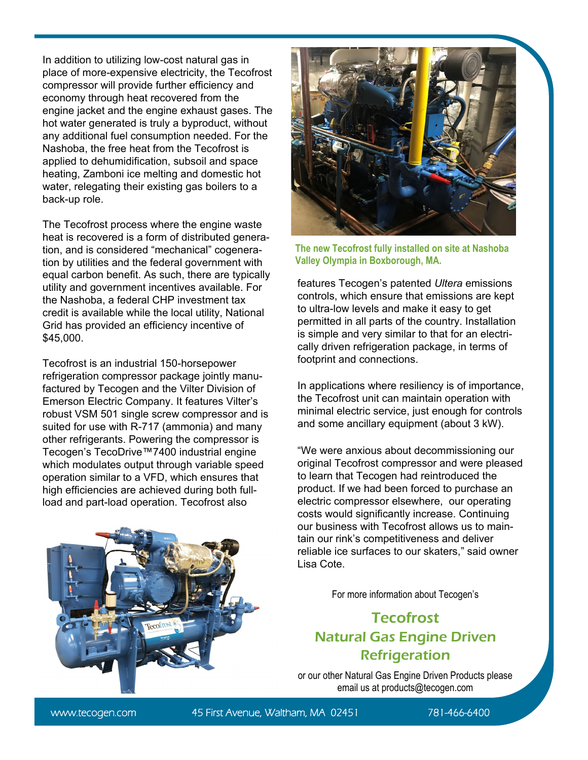In addition to utilizing low-cost natural gas in place of more-expensive electricity, the Tecofrost compressor will provide further efficiency and economy through heat recovered from the engine jacket and the engine exhaust gases. The hot water generated is truly a byproduct, without any additional fuel consumption needed. For the Nashoba, the free heat from the Tecofrost is applied to dehumidification, subsoil and space heating, Zamboni ice melting and domestic hot water, relegating their existing gas boilers to a back-up role.

The Tecofrost process where the engine waste heat is recovered is a form of distributed generation, and is considered "mechanical" cogeneration by utilities and the federal government with equal carbon benefit. As such, there are typically utility and government incentives available. For the Nashoba, a federal CHP investment tax credit is available while the local utility, National Grid has provided an efficiency incentive of $45,000.

Tecofrost is an industrial 150-horsepower refrigeration compressor package jointly manufactured by Tecogen and the Vilter Division of Emerson Electric Company. It features Vilter's robust VSM 501 single screw compressor and is suited for use with R-717 (ammonia) and many other refrigerants. Powering the compressor is Tecogen's TecoDrive™7400 industrial engine which modulates output through variable speed operation similar to a VFD, which ensures that high efficiencies are achieved during both full-load and part-load operation. Tecofrost also features Tecogen's patented *Ultera* emissions controls, which ensure that emissions are kept to ultra-low levels and make it easy to get permitted in all parts of the country. Installation is simple and very similar to that for an electrically driven refrigeration package, in terms of footprint and connections.

**The new Tecofrost fully installed on site at Nashoba Valley Olympia in Boxborough, MA.**

In applications where resiliency is of importance, the Tecofrost unit can maintain operation with minimal electric service, just enough for controls and some ancillary equipment (about 3 kW).

"We were anxious about decommissioning our original Tecofrost compressor and were pleased to learn that Tecogen had reintroduced the product. If we had been forced to purchase an electric compressor elsewhere, our operating costs would significantly increase. Continuing our business with Tecofrost allows us to maintain our rink's competitiveness and deliver reliable ice surfaces to our skaters," said owner Lisa Cote.

For more information about Tecogen's

## Tecofrost Natural Gas Engine Driven Refrigeration

or our other Natural Gas Engine Driven Products please email us at products@tecogen.com

www.tecogen.com    45 First Avenue, Waltham, MA 02451    781-466-6400